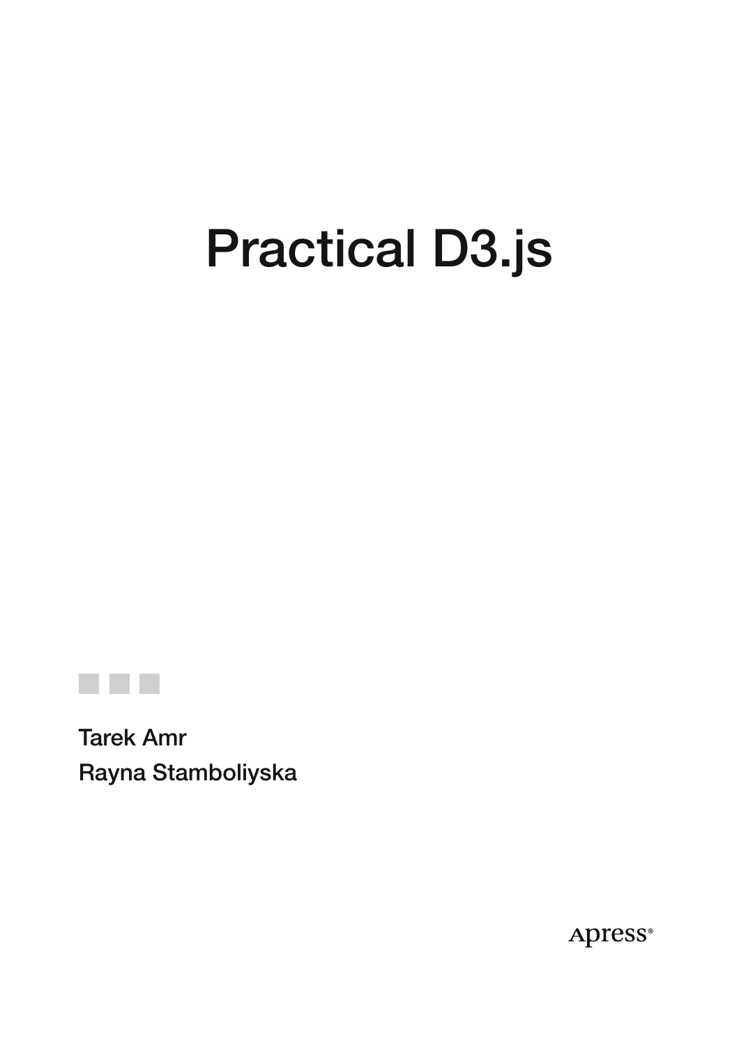# Practical D3.js

Tarek Amr

Rayna Stamboliyska

Apress®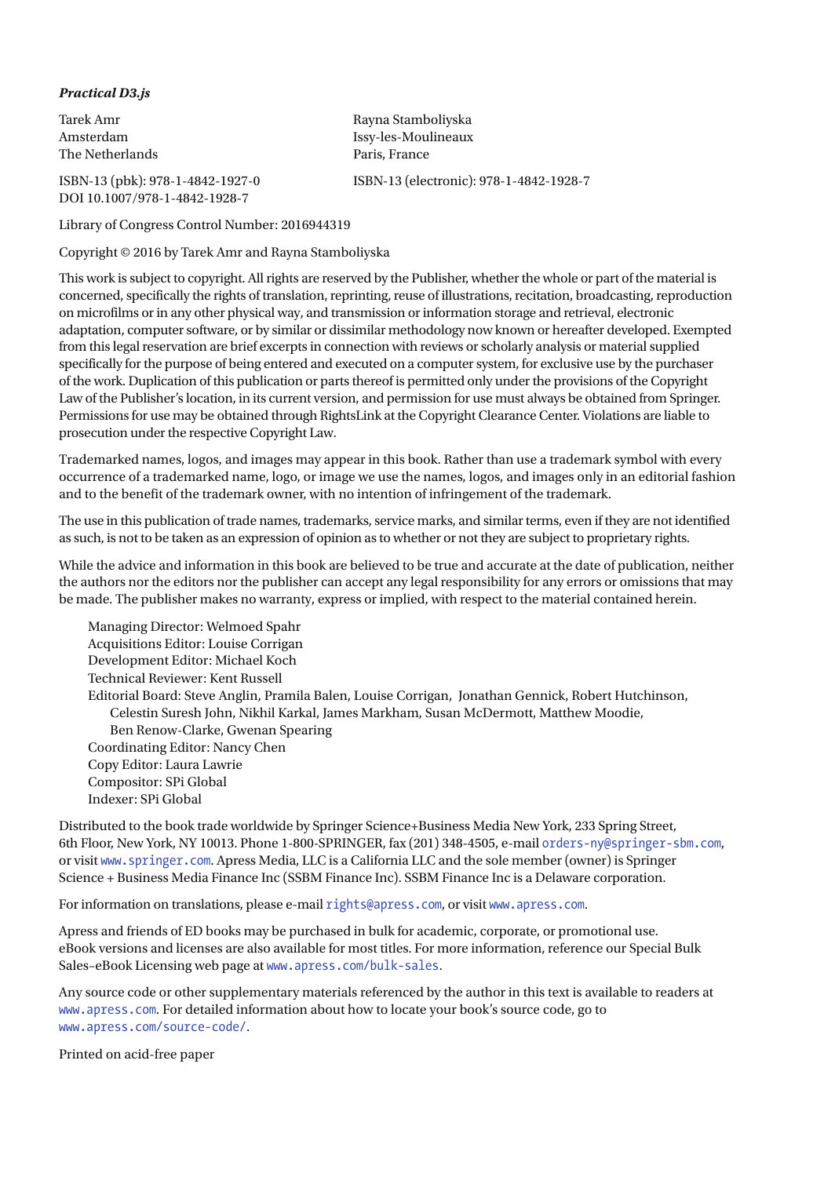***Practical D3.js***

Tarek Amr
Amsterdam
The Netherlands

Rayna Stamboliyska
Issy-les-Moulineaux
Paris, France

ISBN-13 (pbk): 978-1-4842-1927-0
ISBN-13 (electronic): 978-1-4842-1928-7
DOI 10.1007/978-1-4842-1928-7

Library of Congress Control Number: 2016944319

Copyright © 2016 by Tarek Amr and Rayna Stamboliyska

This work is subject to copyright. All rights are reserved by the Publisher, whether the whole or part of the material is concerned, specifically the rights of translation, reprinting, reuse of illustrations, recitation, broadcasting, reproduction on microfilms or in any other physical way, and transmission or information storage and retrieval, electronic adaptation, computer software, or by similar or dissimilar methodology now known or hereafter developed. Exempted from this legal reservation are brief excerpts in connection with reviews or scholarly analysis or material supplied specifically for the purpose of being entered and executed on a computer system, for exclusive use by the purchaser of the work. Duplication of this publication or parts thereof is permitted only under the provisions of the Copyright Law of the Publisher's location, in its current version, and permission for use must always be obtained from Springer. Permissions for use may be obtained through RightsLink at the Copyright Clearance Center. Violations are liable to prosecution under the respective Copyright Law.

Trademarked names, logos, and images may appear in this book. Rather than use a trademark symbol with every occurrence of a trademarked name, logo, or image we use the names, logos, and images only in an editorial fashion and to the benefit of the trademark owner, with no intention of infringement of the trademark.

The use in this publication of trade names, trademarks, service marks, and similar terms, even if they are not identified as such, is not to be taken as an expression of opinion as to whether or not they are subject to proprietary rights.

While the advice and information in this book are believed to be true and accurate at the date of publication, neither the authors nor the editors nor the publisher can accept any legal responsibility for any errors or omissions that may be made. The publisher makes no warranty, express or implied, with respect to the material contained herein.

Managing Director: Welmoed Spahr
Acquisitions Editor: Louise Corrigan
Development Editor: Michael Koch
Technical Reviewer: Kent Russell
Editorial Board: Steve Anglin, Pramila Balen, Louise Corrigan, Jonathan Gennick, Robert Hutchinson, Celestin Suresh John, Nikhil Karkal, James Markham, Susan McDermott, Matthew Moodie, Ben Renow-Clarke, Gwenan Spearing
Coordinating Editor: Nancy Chen
Copy Editor: Laura Lawrie
Compositor: SPi Global
Indexer: SPi Global

Distributed to the book trade worldwide by Springer Science+Business Media New York, 233 Spring Street, 6th Floor, New York, NY 10013. Phone 1-800-SPRINGER, fax (201) 348-4505, e-mail `orders-ny@springer-sbm.com`, or visit `www.springer.com`. Apress Media, LLC is a California LLC and the sole member (owner) is Springer Science + Business Media Finance Inc (SSBM Finance Inc). SSBM Finance Inc is a Delaware corporation.

For information on translations, please e-mail `rights@apress.com`, or visit `www.apress.com`.

Apress and friends of ED books may be purchased in bulk for academic, corporate, or promotional use. eBook versions and licenses are also available for most titles. For more information, reference our Special Bulk Sales–eBook Licensing web page at `www.apress.com/bulk-sales`.

Any source code or other supplementary materials referenced by the author in this text is available to readers at `www.apress.com`. For detailed information about how to locate your book's source code, go to `www.apress.com/source-code/`.

Printed on acid-free paper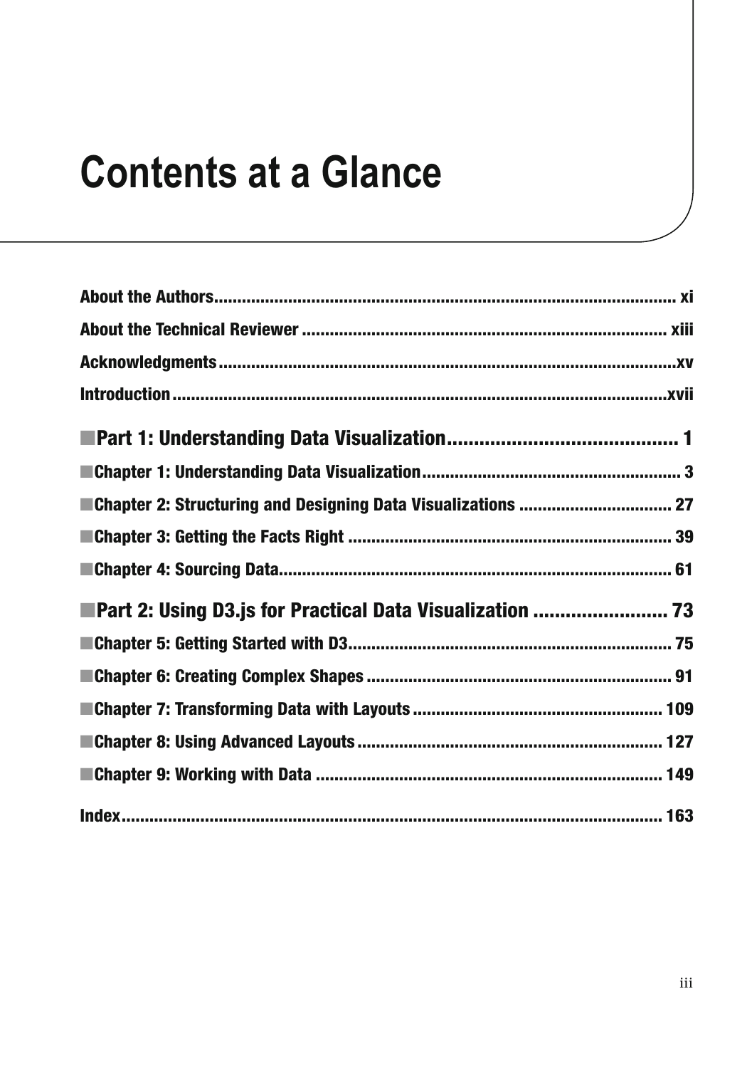# Contents at a Glance

**About the Authors** ................................................................................................ xi

**About the Technical Reviewer** ........................................................................ xiii

**Acknowledgments** ................................................................................................xv

**Introduction** ........................................................................................................xvii

## ■Part 1: Understanding Data Visualization......................................... 1

**■Chapter 1: Understanding Data Visualization** ....................................................... 3

**■Chapter 2: Structuring and Designing Data Visualizations** ................................ 27

**■Chapter 3: Getting the Facts Right** .................................................................... 39

**■Chapter 4: Sourcing Data** ................................................................................... 61

## ■Part 2: Using D3.js for Practical Data Visualization ........................ 73

**■Chapter 5: Getting Started with D3** .................................................................... 75

**■Chapter 6: Creating Complex Shapes** ................................................................ 91

**■Chapter 7: Transforming Data with Layouts** .................................................... 109

**■Chapter 8: Using Advanced Layouts** ................................................................ 127

**■Chapter 9: Working with Data** ......................................................................... 149

**Index** .................................................................................................................. 163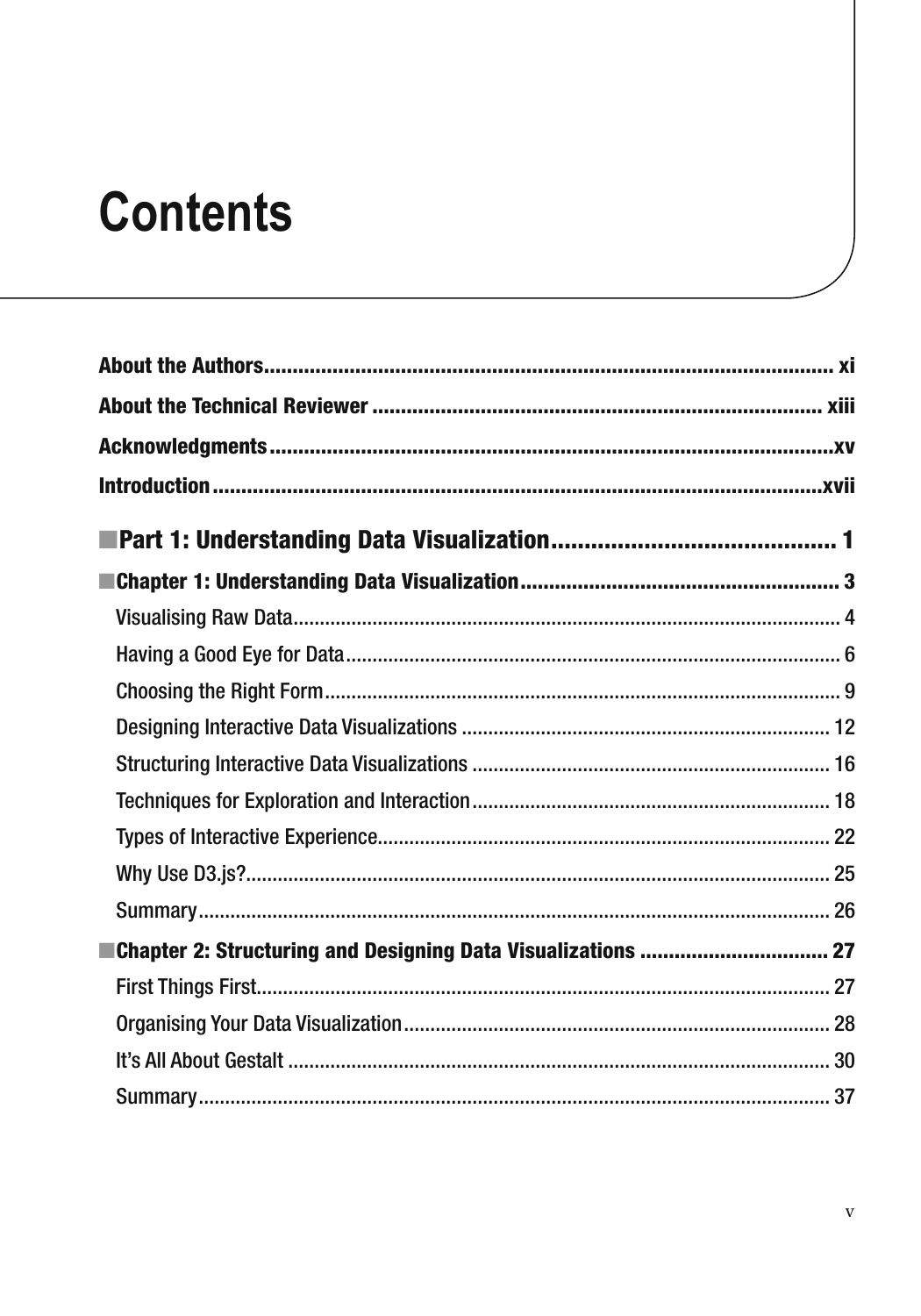# Contents

**About the Authors** .................................................. xi

**About the Technical Reviewer** .................................................. xiii

**Acknowledgments** .................................................. xv

**Introduction** .................................................. xvii

## ■ Part 1: Understanding Data Visualization .................................................. 1

### ■ Chapter 1: Understanding Data Visualization .................................................. 3

- Visualising Raw Data .................................................. 4
- Having a Good Eye for Data .................................................. 6
- Choosing the Right Form .................................................. 9
- Designing Interactive Data Visualizations .................................................. 12
- Structuring Interactive Data Visualizations .................................................. 16
- Techniques for Exploration and Interaction .................................................. 18
- Types of Interactive Experience .................................................. 22
- Why Use D3.js? .................................................. 25
- Summary .................................................. 26

### ■ Chapter 2: Structuring and Designing Data Visualizations .................................................. 27

- First Things First .................................................. 27
- Organising Your Data Visualization .................................................. 28
- It's All About Gestalt .................................................. 30
- Summary .................................................. 37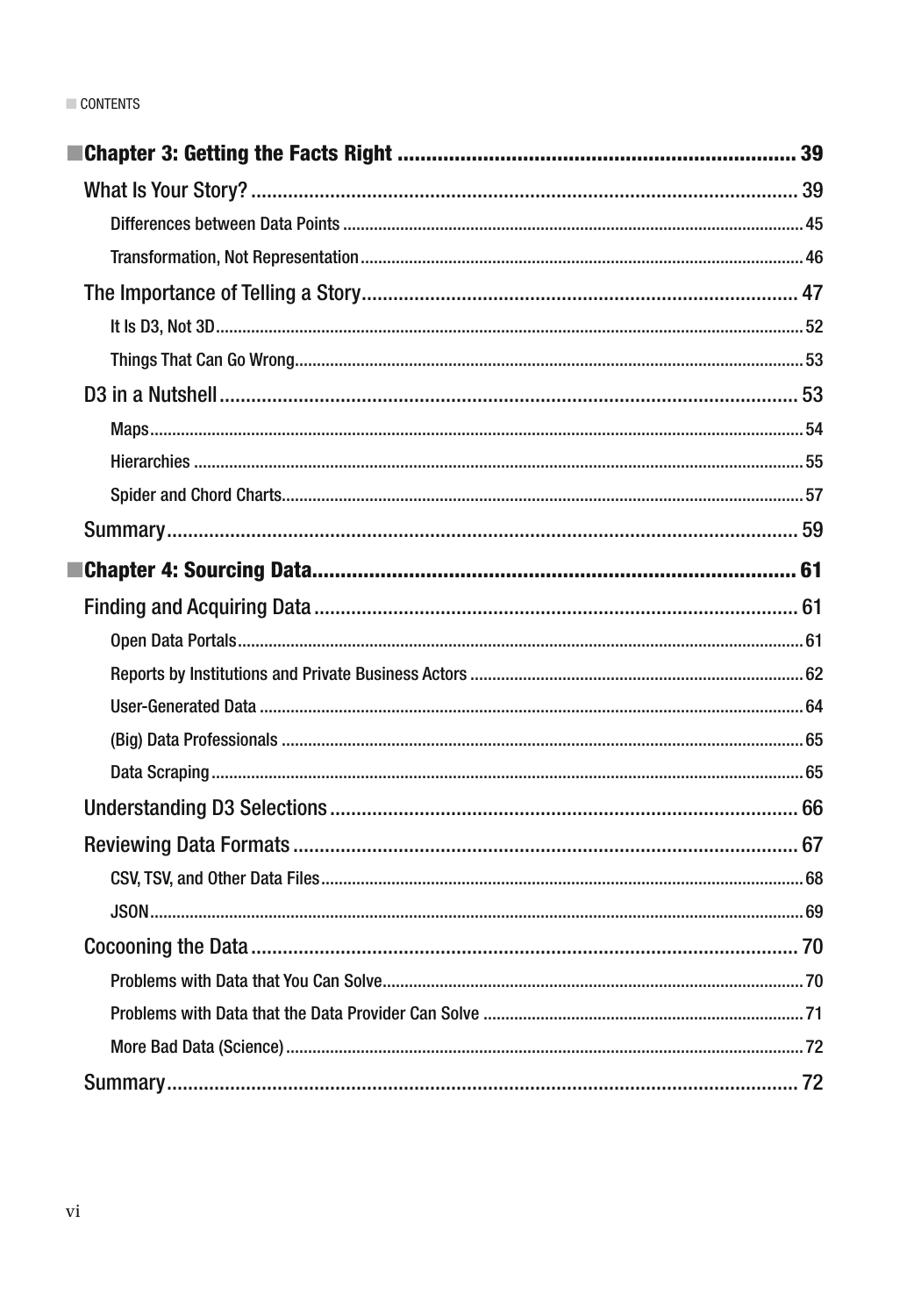## Chapter 3: Getting the Facts Right ..... 39

### What Is Your Story? ..... 39

Differences between Data Points ..... 45

Transformation, Not Representation ..... 46

### The Importance of Telling a Story ..... 47

It Is D3, Not 3D ..... 52

Things That Can Go Wrong ..... 53

### D3 in a Nutshell ..... 53

Maps ..... 54

Hierarchies ..... 55

Spider and Chord Charts ..... 57

### Summary ..... 59

## Chapter 4: Sourcing Data ..... 61

### Finding and Acquiring Data ..... 61

Open Data Portals ..... 61

Reports by Institutions and Private Business Actors ..... 62

User-Generated Data ..... 64

(Big) Data Professionals ..... 65

Data Scraping ..... 65

### Understanding D3 Selections ..... 66

### Reviewing Data Formats ..... 67

CSV, TSV, and Other Data Files ..... 68

JSON ..... 69

### Cocooning the Data ..... 70

Problems with Data that You Can Solve ..... 70

Problems with Data that the Data Provider Can Solve ..... 71

More Bad Data (Science) ..... 72

### Summary ..... 72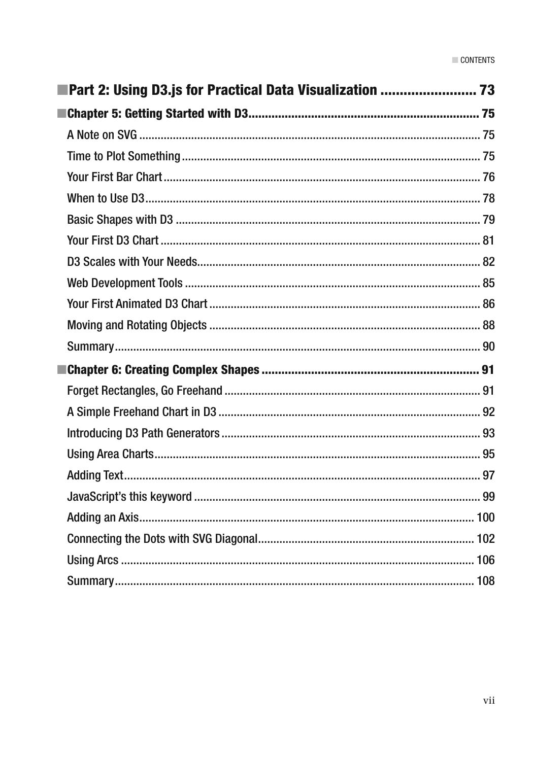## Part 2: Using D3.js for Practical Data Visualization ........................ 73

### Chapter 5: Getting Started with D3 .................................................................. 75

A Note on SVG ........................................................................................................... 75

Time to Plot Something .............................................................................................. 75

Your First Bar Chart ................................................................................................... 76

When to Use D3 ......................................................................................................... 78

Basic Shapes with D3 ................................................................................................ 79

Your First D3 Chart .................................................................................................... 81

D3 Scales with Your Needs ......................................................................................... 82

Web Development Tools ............................................................................................. 85

Your First Animated D3 Chart ..................................................................................... 86

Moving and Rotating Objects ...................................................................................... 88

Summary .................................................................................................................... 90

### Chapter 6: Creating Complex Shapes ............................................................... 91

Forget Rectangles, Go Freehand ................................................................................ 91

A Simple Freehand Chart in D3 .................................................................................. 92

Introducing D3 Path Generators ................................................................................. 93

Using Area Charts ...................................................................................................... 95

Adding Text ................................................................................................................ 97

JavaScript's this keyword ........................................................................................... 99

Adding an Axis ......................................................................................................... 100

Connecting the Dots with SVG Diagonal ................................................................... 102

Using Arcs ............................................................................................................... 106

Summary .................................................................................................................. 108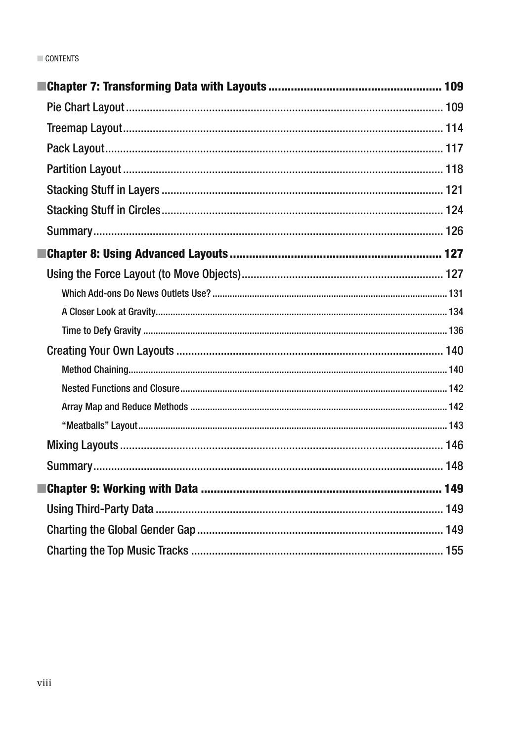- **Chapter 7: Transforming Data with Layouts** ... 109
  - Pie Chart Layout ... 109
  - Treemap Layout ... 114
  - Pack Layout ... 117
  - Partition Layout ... 118
  - Stacking Stuff in Layers ... 121
  - Stacking Stuff in Circles ... 124
  - Summary ... 126
- **Chapter 8: Using Advanced Layouts** ... 127
  - Using the Force Layout (to Move Objects) ... 127
    - Which Add-ons Do News Outlets Use? ... 131
    - A Closer Look at Gravity ... 134
    - Time to Defy Gravity ... 136
  - Creating Your Own Layouts ... 140
    - Method Chaining ... 140
    - Nested Functions and Closure ... 142
    - Array Map and Reduce Methods ... 142
    - "Meatballs" Layout ... 143
  - Mixing Layouts ... 146
  - Summary ... 148
- **Chapter 9: Working with Data** ... 149
  - Using Third-Party Data ... 149
  - Charting the Global Gender Gap ... 149
  - Charting the Top Music Tracks ... 155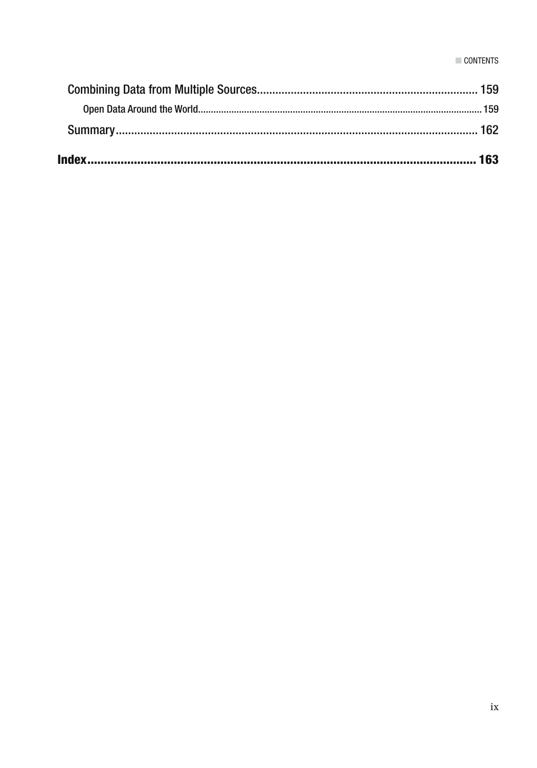Combining Data from Multiple Sources........................................................................ 159

Open Data Around the World.............................................................................................................. 159

Summary.................................................................................................................... 162

**Index...................................................................................................................... 163**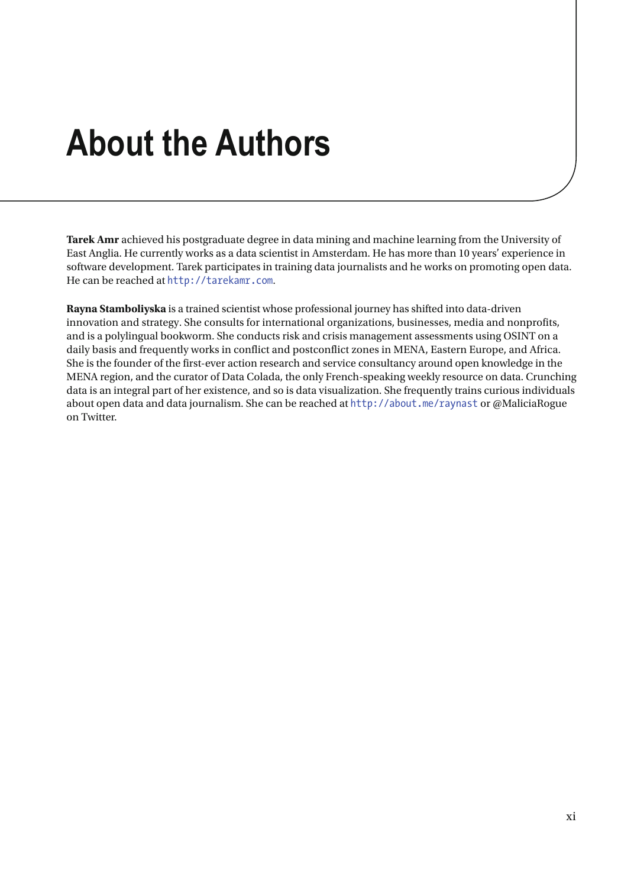# About the Authors

**Tarek Amr** achieved his postgraduate degree in data mining and machine learning from the University of East Anglia. He currently works as a data scientist in Amsterdam. He has more than 10 years' experience in software development. Tarek participates in training data journalists and he works on promoting open data. He can be reached at `http://tarekamr.com`.

**Rayna Stamboliyska** is a trained scientist whose professional journey has shifted into data-driven innovation and strategy. She consults for international organizations, businesses, media and nonprofits, and is a polylingual bookworm. She conducts risk and crisis management assessments using OSINT on a daily basis and frequently works in conflict and postconflict zones in MENA, Eastern Europe, and Africa. She is the founder of the first-ever action research and service consultancy around open knowledge in the MENA region, and the curator of Data Colada, the only French-speaking weekly resource on data. Crunching data is an integral part of her existence, and so is data visualization. She frequently trains curious individuals about open data and data journalism. She can be reached at `http://about.me/raynast` or @MaliciaRogue on Twitter.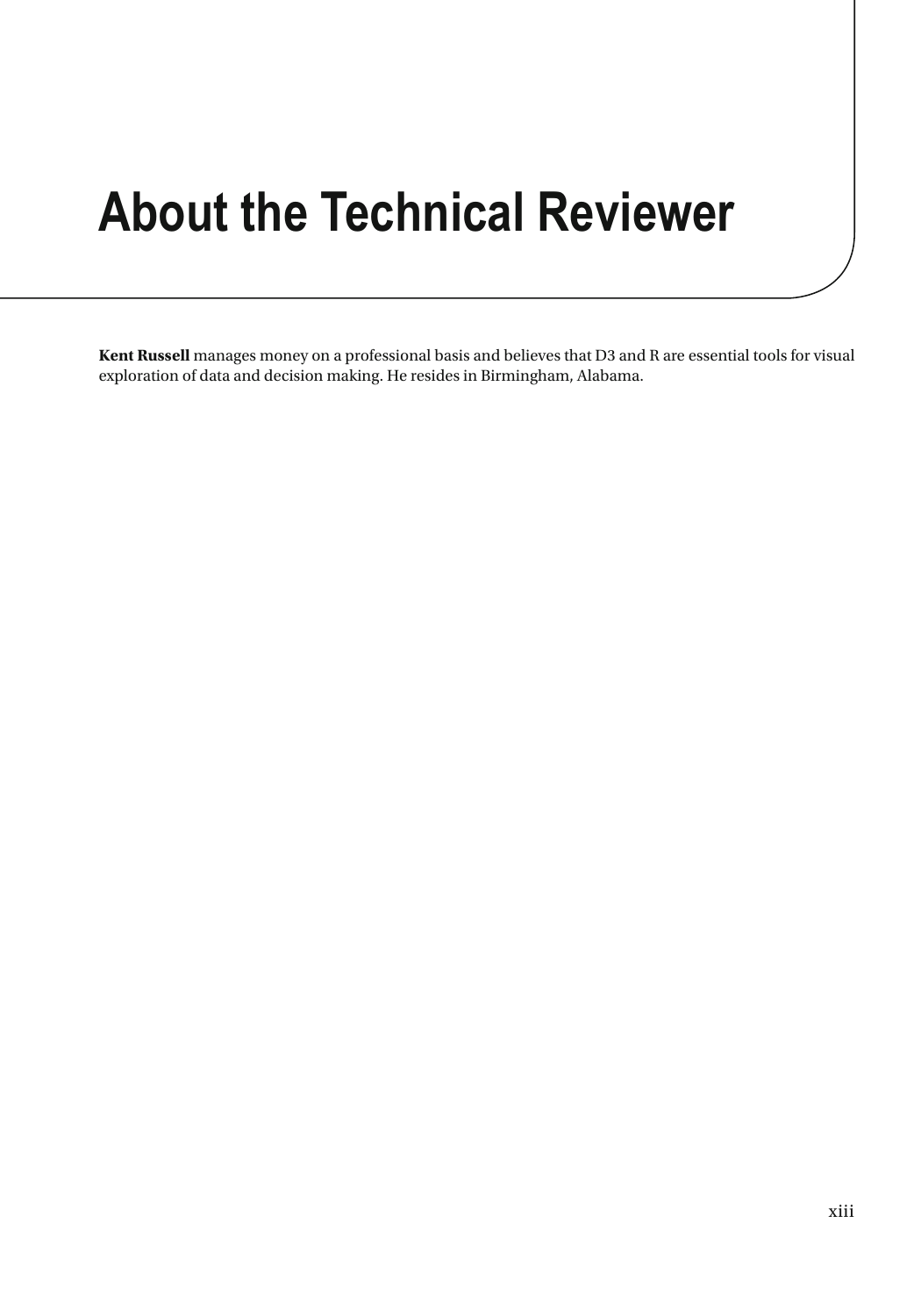# About the Technical Reviewer

**Kent Russell** manages money on a professional basis and believes that D3 and R are essential tools for visual exploration of data and decision making. He resides in Birmingham, Alabama.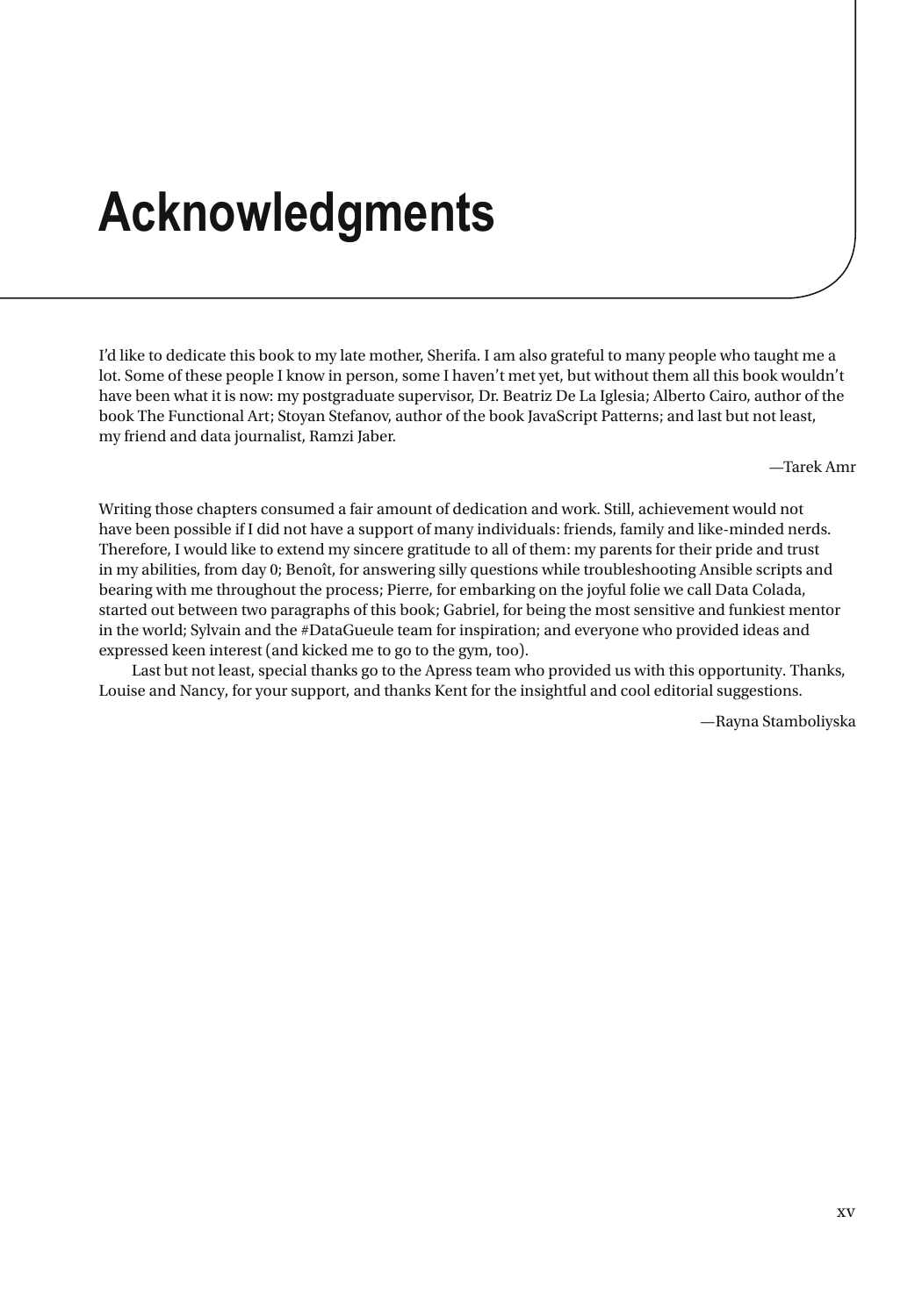# Acknowledgments

I'd like to dedicate this book to my late mother, Sherifa. I am also grateful to many people who taught me a lot. Some of these people I know in person, some I haven't met yet, but without them all this book wouldn't have been what it is now: my postgraduate supervisor, Dr. Beatriz De La Iglesia; Alberto Cairo, author of the book The Functional Art; Stoyan Stefanov, author of the book JavaScript Patterns; and last but not least, my friend and data journalist, Ramzi Jaber.

—Tarek Amr

Writing those chapters consumed a fair amount of dedication and work. Still, achievement would not have been possible if I did not have a support of many individuals: friends, family and like-minded nerds. Therefore, I would like to extend my sincere gratitude to all of them: my parents for their pride and trust in my abilities, from day 0; Benoît, for answering silly questions while troubleshooting Ansible scripts and bearing with me throughout the process; Pierre, for embarking on the joyful folie we call Data Colada, started out between two paragraphs of this book; Gabriel, for being the most sensitive and funkiest mentor in the world; Sylvain and the #DataGueule team for inspiration; and everyone who provided ideas and expressed keen interest (and kicked me to go to the gym, too).

Last but not least, special thanks go to the Apress team who provided us with this opportunity. Thanks, Louise and Nancy, for your support, and thanks Kent for the insightful and cool editorial suggestions.

—Rayna Stamboliyska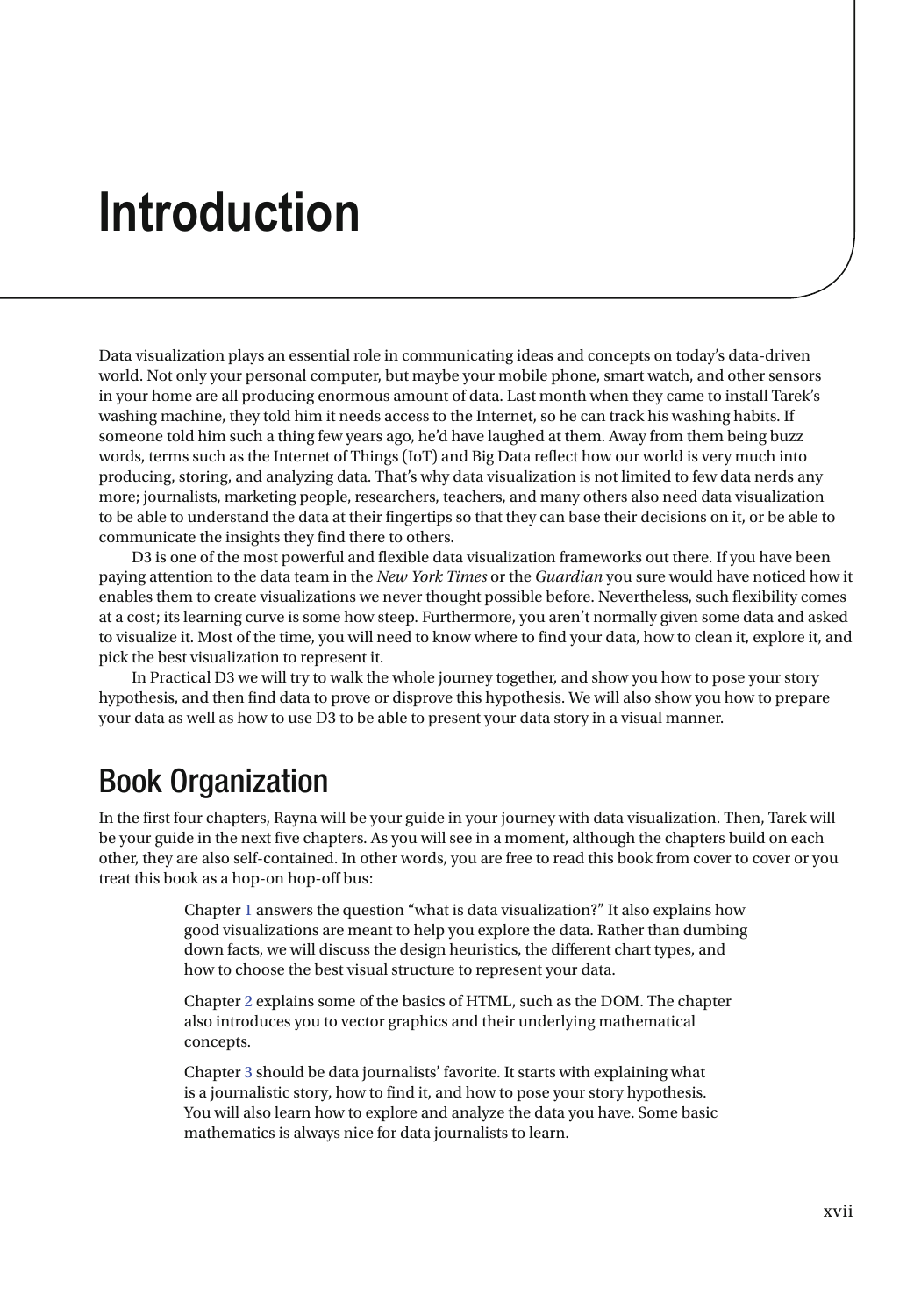# Introduction

Data visualization plays an essential role in communicating ideas and concepts on today's data-driven world. Not only your personal computer, but maybe your mobile phone, smart watch, and other sensors in your home are all producing enormous amount of data. Last month when they came to install Tarek's washing machine, they told him it needs access to the Internet, so he can track his washing habits. If someone told him such a thing few years ago, he'd have laughed at them. Away from them being buzz words, terms such as the Internet of Things (IoT) and Big Data reflect how our world is very much into producing, storing, and analyzing data. That's why data visualization is not limited to few data nerds any more; journalists, marketing people, researchers, teachers, and many others also need data visualization to be able to understand the data at their fingertips so that they can base their decisions on it, or be able to communicate the insights they find there to others.

D3 is one of the most powerful and flexible data visualization frameworks out there. If you have been paying attention to the data team in the *New York Times* or the *Guardian* you sure would have noticed how it enables them to create visualizations we never thought possible before. Nevertheless, such flexibility comes at a cost; its learning curve is some how steep. Furthermore, you aren't normally given some data and asked to visualize it. Most of the time, you will need to know where to find your data, how to clean it, explore it, and pick the best visualization to represent it.

In Practical D3 we will try to walk the whole journey together, and show you how to pose your story hypothesis, and then find data to prove or disprove this hypothesis. We will also show you how to prepare your data as well as how to use D3 to be able to present your data story in a visual manner.

## Book Organization

In the first four chapters, Rayna will be your guide in your journey with data visualization. Then, Tarek will be your guide in the next five chapters. As you will see in a moment, although the chapters build on each other, they are also self-contained. In other words, you are free to read this book from cover to cover or you treat this book as a hop-on hop-off bus:

> Chapter 1 answers the question "what is data visualization?" It also explains how good visualizations are meant to help you explore the data. Rather than dumbing down facts, we will discuss the design heuristics, the different chart types, and how to choose the best visual structure to represent your data.
>
> Chapter 2 explains some of the basics of HTML, such as the DOM. The chapter also introduces you to vector graphics and their underlying mathematical concepts.
>
> Chapter 3 should be data journalists' favorite. It starts with explaining what is a journalistic story, how to find it, and how to pose your story hypothesis. You will also learn how to explore and analyze the data you have. Some basic mathematics is always nice for data journalists to learn.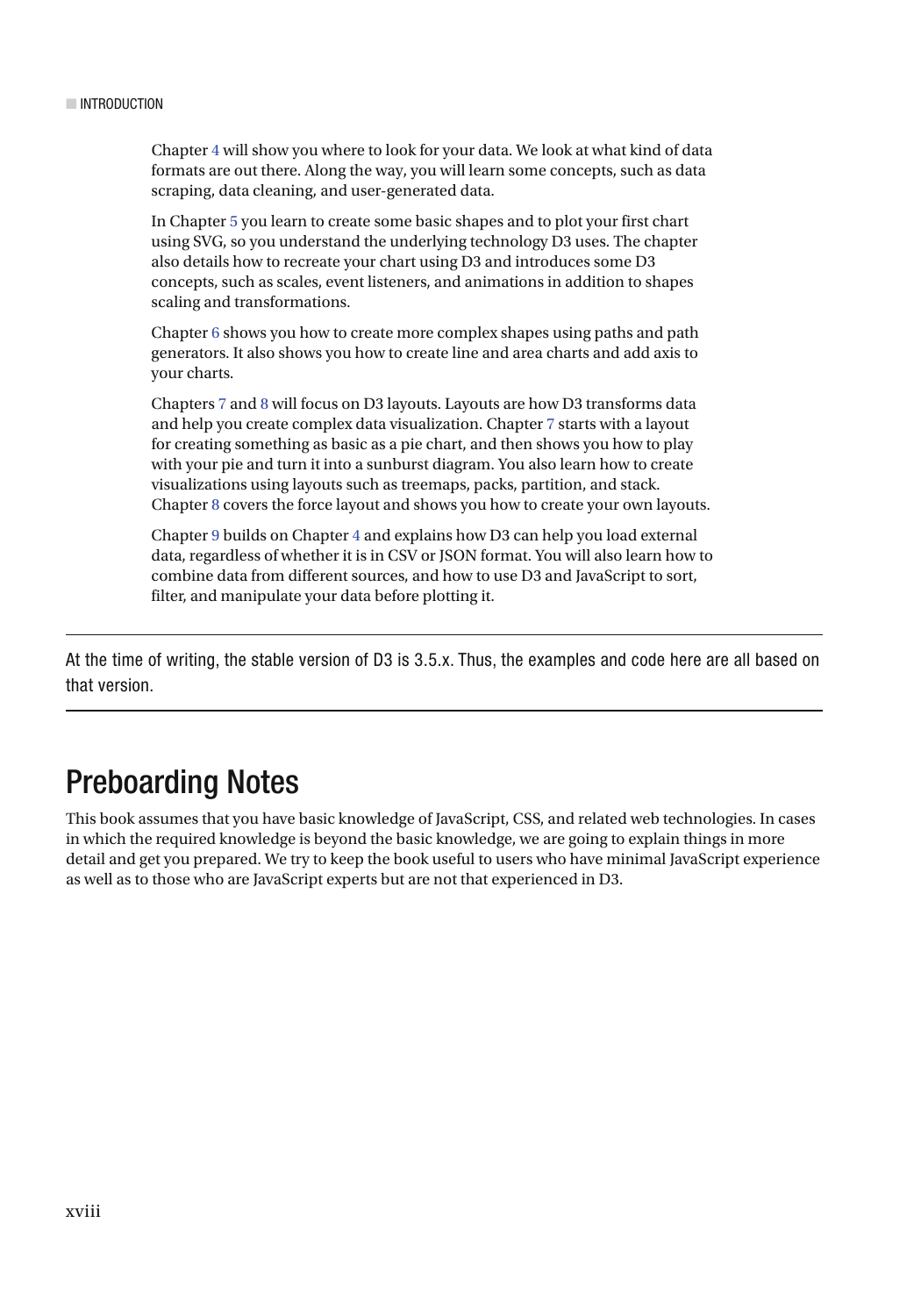Chapter 4 will show you where to look for your data. We look at what kind of data formats are out there. Along the way, you will learn some concepts, such as data scraping, data cleaning, and user-generated data.

In Chapter 5 you learn to create some basic shapes and to plot your first chart using SVG, so you understand the underlying technology D3 uses. The chapter also details how to recreate your chart using D3 and introduces some D3 concepts, such as scales, event listeners, and animations in addition to shapes scaling and transformations.

Chapter 6 shows you how to create more complex shapes using paths and path generators. It also shows you how to create line and area charts and add axis to your charts.

Chapters 7 and 8 will focus on D3 layouts. Layouts are how D3 transforms data and help you create complex data visualization. Chapter 7 starts with a layout for creating something as basic as a pie chart, and then shows you how to play with your pie and turn it into a sunburst diagram. You also learn how to create visualizations using layouts such as treemaps, packs, partition, and stack. Chapter 8 covers the force layout and shows you how to create your own layouts.

Chapter 9 builds on Chapter 4 and explains how D3 can help you load external data, regardless of whether it is in CSV or JSON format. You will also learn how to combine data from different sources, and how to use D3 and JavaScript to sort, filter, and manipulate your data before plotting it.

---

At the time of writing, the stable version of D3 is 3.5.x. Thus, the examples and code here are all based on that version.

---

## Preboarding Notes

This book assumes that you have basic knowledge of JavaScript, CSS, and related web technologies. In cases in which the required knowledge is beyond the basic knowledge, we are going to explain things in more detail and get you prepared. We try to keep the book useful to users who have minimal JavaScript experience as well as to those who are JavaScript experts but are not that experienced in D3.